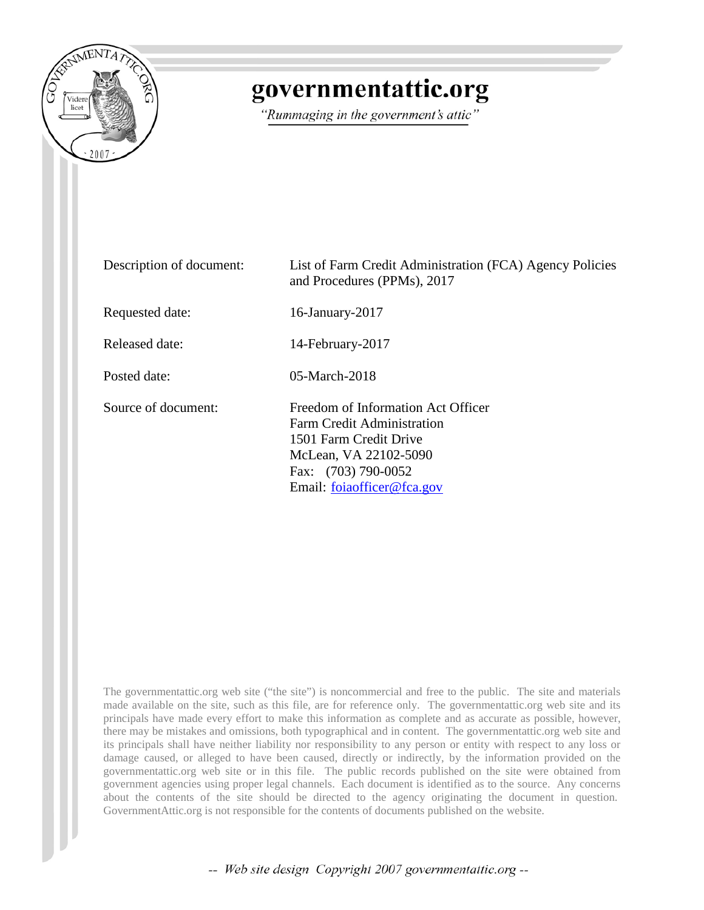# governmentattic.org

*"Rummaging in the government's attic"*

| | |
|---|---|
| Description of document: | List of Farm Credit Administration (FCA) Agency Policies and Procedures (PPMs), 2017 |
| Requested date: | 16-January-2017 |
| Released date: | 14-February-2017 |
| Posted date: | 05-March-2018 |
| Source of document: | Freedom of Information Act Officer<br>Farm Credit Administration<br>1501 Farm Credit Drive<br>McLean, VA 22102-5090<br>Fax: (703) 790-0052<br>Email: foiaofficer@fca.gov |

The governmentattic.org web site ("the site") is noncommercial and free to the public. The site and materials made available on the site, such as this file, are for reference only. The governmentattic.org web site and its principals have made every effort to make this information as complete and as accurate as possible, however, there may be mistakes and omissions, both typographical and in content. The governmentattic.org web site and its principals shall have neither liability nor responsibility to any person or entity with respect to any loss or damage caused, or alleged to have been caused, directly or indirectly, by the information provided on the governmentattic.org web site or in this file. The public records published on the site were obtained from government agencies using proper legal channels. Each document is identified as to the source. Any concerns about the contents of the site should be directed to the agency originating the document in question. GovernmentAttic.org is not responsible for the contents of documents published on the website.

*-- Web site design Copyright 2007 governmentattic.org --*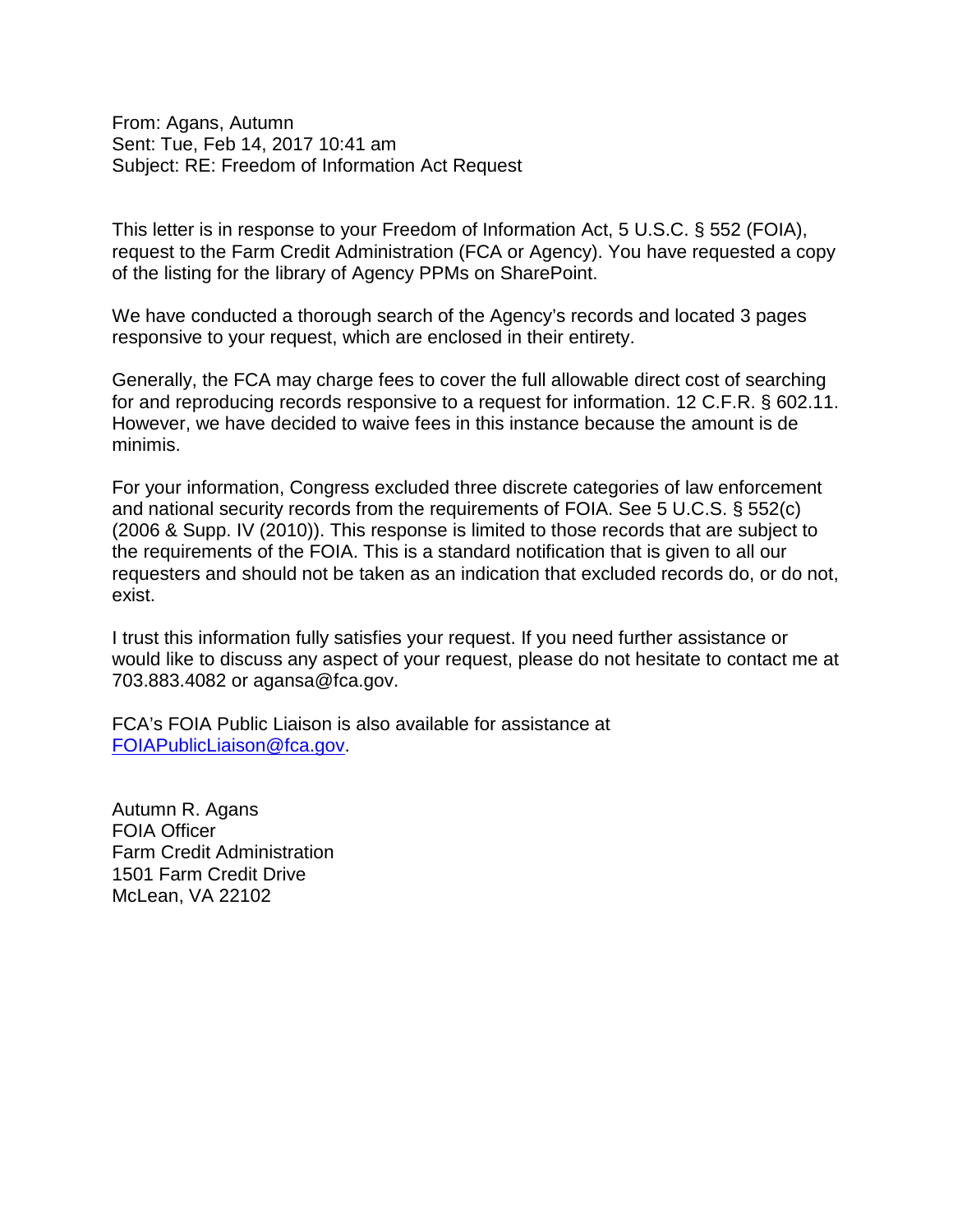From: Agans, Autumn
Sent: Tue, Feb 14, 2017 10:41 am
Subject: RE: Freedom of Information Act Request

This letter is in response to your Freedom of Information Act, 5 U.S.C. § 552 (FOIA), request to the Farm Credit Administration (FCA or Agency). You have requested a copy of the listing for the library of Agency PPMs on SharePoint.

We have conducted a thorough search of the Agency's records and located 3 pages responsive to your request, which are enclosed in their entirety.

Generally, the FCA may charge fees to cover the full allowable direct cost of searching for and reproducing records responsive to a request for information. 12 C.F.R. § 602.11. However, we have decided to waive fees in this instance because the amount is de minimis.

For your information, Congress excluded three discrete categories of law enforcement and national security records from the requirements of FOIA. See 5 U.C.S. § 552(c) (2006 & Supp. IV (2010)). This response is limited to those records that are subject to the requirements of the FOIA. This is a standard notification that is given to all our requesters and should not be taken as an indication that excluded records do, or do not, exist.

I trust this information fully satisfies your request. If you need further assistance or would like to discuss any aspect of your request, please do not hesitate to contact me at 703.883.4082 or agansa@fca.gov.

FCA's FOIA Public Liaison is also available for assistance at FOIAPublicLiaison@fca.gov.

Autumn R. Agans
FOIA Officer
Farm Credit Administration
1501 Farm Credit Drive
McLean, VA 22102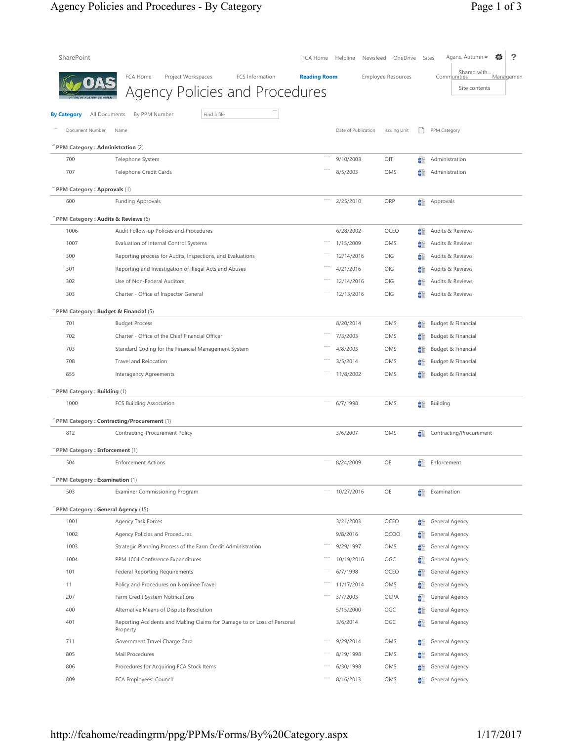SharePoint | FCA Home | Helpline | Newsfeed | OneDrive | Sites | Agans, Autumn

FCA Home | Project Workspaces | FCS Information | **Reading Room** | Employee Resources | Communities | Management

Shared with...

Site contents

# Agency Policies and Procedures

**By Category** | All Documents | By PPM Number | Find a file

| Document Number | Name | Date of Publication | Issuing Unit | PPM Category |
|---|---|---|---|---|
| **PPM Category : Administration** (2) | | | | |
| 700 | Telephone System | 9/10/2003 | OIT | Administration |
| 707 | Telephone Credit Cards | 8/5/2003 | OMS | Administration |
| **PPM Category : Approvals** (1) | | | | |
| 600 | Funding Approvals | 2/25/2010 | ORP | Approvals |
| **PPM Category : Audits & Reviews** (6) | | | | |
| 1006 | Audit Follow-up Policies and Procedures | 6/28/2002 | OCEO | Audits & Reviews |
| 1007 | Evaluation of Internal Control Systems | 1/15/2009 | OMS | Audits & Reviews |
| 300 | Reporting process for Audits, Inspections, and Evaluations | 12/14/2016 | OIG | Audits & Reviews |
| 301 | Reporting and Investigation of Illegal Acts and Abuses | 4/21/2016 | OIG | Audits & Reviews |
| 302 | Use of Non-Federal Auditors | 12/14/2016 | OIG | Audits & Reviews |
| 303 | Charter - Office of Inspector General | 12/13/2016 | OIG | Audits & Reviews |
| **PPM Category : Budget & Financial** (5) | | | | |
| 701 | Budget Process | 8/20/2014 | OMS | Budget & Financial |
| 702 | Charter - Office of the Chief Financial Officer | 7/3/2003 | OMS | Budget & Financial |
| 703 | Standard Coding for the Financial Management System | 4/8/2003 | OMS | Budget & Financial |
| 708 | Travel and Relocation | 3/5/2014 | OMS | Budget & Financial |
| 855 | Interagency Agreements | 11/8/2002 | OMS | Budget & Financial |
| **PPM Category : Building** (1) | | | | |
| 1000 | FCS Building Association | 6/7/1998 | OMS | Building |
| **PPM Category : Contracting/Procurement** (1) | | | | |
| 812 | Contracting-Procurement Policy | 3/6/2007 | OMS | Contracting/Procurement |
| **PPM Category : Enforcement** (1) | | | | |
| 504 | Enforcement Actions | 8/24/2009 | OE | Enforcement |
| **PPM Category : Examination** (1) | | | | |
| 503 | Examiner Commissioning Program | 10/27/2016 | OE | Examination |
| **PPM Category : General Agency** (15) | | | | |
| 1001 | Agency Task Forces | 3/21/2003 | OCEO | General Agency |
| 1002 | Agency Policies and Procedures | 9/8/2016 | OCOO | General Agency |
| 1003 | Strategic Planning Process of the Farm Credit Administration | 9/29/1997 | OMS | General Agency |
| 1004 | PPM 1004 Conference Expenditures | 10/19/2016 | OGC | General Agency |
| 101 | Federal Reporting Requirements | 6/7/1998 | OCEO | General Agency |
| 11 | Policy and Procedures on Nominee Travel | 11/17/2014 | OMS | General Agency |
| 207 | Farm Credit System Notifications | 3/7/2003 | OCPA | General Agency |
| 400 | Alternative Means of Dispute Resolution | 5/15/2000 | OGC | General Agency |
| 401 | Reporting Accidents and Making Claims for Damage to or Loss of Personal Property | 3/6/2014 | OGC | General Agency |
| 711 | Government Travel Charge Card | 9/29/2014 | OMS | General Agency |
| 805 | Mail Procedures | 8/19/1998 | OMS | General Agency |
| 806 | Procedures for Acquiring FCA Stock Items | 6/30/1998 | OMS | General Agency |
| 809 | FCA Employees' Council | 8/16/2013 | OMS | General Agency |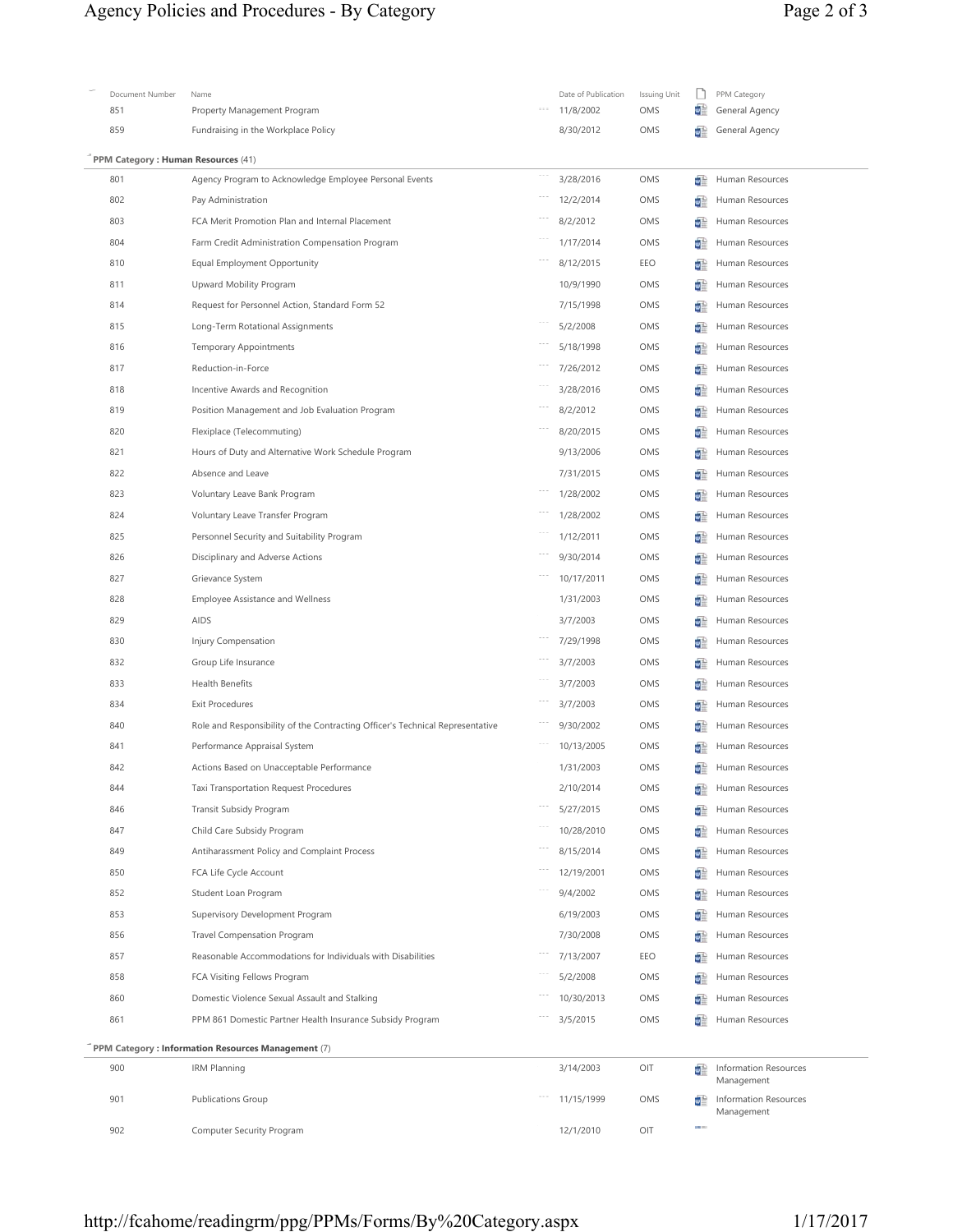| Document Number | Name | Date of Publication | Issuing Unit | PPM Category |
|---|---|---|---|---|
| 851 | Property Management Program | 11/8/2002 | OMS | General Agency |
| 859 | Fundraising in the Workplace Policy | 8/30/2012 | OMS | General Agency |

**PPM Category : Human Resources** (41)

| Document Number | Name | Date of Publication | Issuing Unit | PPM Category |
|---|---|---|---|---|
| 801 | Agency Program to Acknowledge Employee Personal Events | 3/28/2016 | OMS | Human Resources |
| 802 | Pay Administration | 12/2/2014 | OMS | Human Resources |
| 803 | FCA Merit Promotion Plan and Internal Placement | 8/2/2012 | OMS | Human Resources |
| 804 | Farm Credit Administration Compensation Program | 1/17/2014 | OMS | Human Resources |
| 810 | Equal Employment Opportunity | 8/12/2015 | EEO | Human Resources |
| 811 | Upward Mobility Program | 10/9/1990 | OMS | Human Resources |
| 814 | Request for Personnel Action, Standard Form 52 | 7/15/1998 | OMS | Human Resources |
| 815 | Long-Term Rotational Assignments | 5/2/2008 | OMS | Human Resources |
| 816 | Temporary Appointments | 5/18/1998 | OMS | Human Resources |
| 817 | Reduction-in-Force | 7/26/2012 | OMS | Human Resources |
| 818 | Incentive Awards and Recognition | 3/28/2016 | OMS | Human Resources |
| 819 | Position Management and Job Evaluation Program | 8/2/2012 | OMS | Human Resources |
| 820 | Flexiplace (Telecommuting) | 8/20/2015 | OMS | Human Resources |
| 821 | Hours of Duty and Alternative Work Schedule Program | 9/13/2006 | OMS | Human Resources |
| 822 | Absence and Leave | 7/31/2015 | OMS | Human Resources |
| 823 | Voluntary Leave Bank Program | 1/28/2002 | OMS | Human Resources |
| 824 | Voluntary Leave Transfer Program | 1/28/2002 | OMS | Human Resources |
| 825 | Personnel Security and Suitability Program | 1/12/2011 | OMS | Human Resources |
| 826 | Disciplinary and Adverse Actions | 9/30/2014 | OMS | Human Resources |
| 827 | Grievance System | 10/17/2011 | OMS | Human Resources |
| 828 | Employee Assistance and Wellness | 1/31/2003 | OMS | Human Resources |
| 829 | AIDS | 3/7/2003 | OMS | Human Resources |
| 830 | Injury Compensation | 7/29/1998 | OMS | Human Resources |
| 832 | Group Life Insurance | 3/7/2003 | OMS | Human Resources |
| 833 | Health Benefits | 3/7/2003 | OMS | Human Resources |
| 834 | Exit Procedures | 3/7/2003 | OMS | Human Resources |
| 840 | Role and Responsibility of the Contracting Officer's Technical Representative | 9/30/2002 | OMS | Human Resources |
| 841 | Performance Appraisal System | 10/13/2005 | OMS | Human Resources |
| 842 | Actions Based on Unacceptable Performance | 1/31/2003 | OMS | Human Resources |
| 844 | Taxi Transportation Request Procedures | 2/10/2014 | OMS | Human Resources |
| 846 | Transit Subsidy Program | 5/27/2015 | OMS | Human Resources |
| 847 | Child Care Subsidy Program | 10/28/2010 | OMS | Human Resources |
| 849 | Antiharassment Policy and Complaint Process | 8/15/2014 | OMS | Human Resources |
| 850 | FCA Life Cycle Account | 12/19/2001 | OMS | Human Resources |
| 852 | Student Loan Program | 9/4/2002 | OMS | Human Resources |
| 853 | Supervisory Development Program | 6/19/2003 | OMS | Human Resources |
| 856 | Travel Compensation Program | 7/30/2008 | OMS | Human Resources |
| 857 | Reasonable Accommodations for Individuals with Disabilities | 7/13/2007 | EEO | Human Resources |
| 858 | FCA Visiting Fellows Program | 5/2/2008 | OMS | Human Resources |
| 860 | Domestic Violence Sexual Assault and Stalking | 10/30/2013 | OMS | Human Resources |
| 861 | PPM 861 Domestic Partner Health Insurance Subsidy Program | 3/5/2015 | OMS | Human Resources |

**PPM Category : Information Resources Management** (7)

| Document Number | Name | Date of Publication | Issuing Unit | PPM Category |
|---|---|---|---|---|
| 900 | IRM Planning | 3/14/2003 | OIT | Information Resources Management |
| 901 | Publications Group | 11/15/1999 | OMS | Information Resources Management |
| 902 | Computer Security Program | 12/1/2010 | OIT | |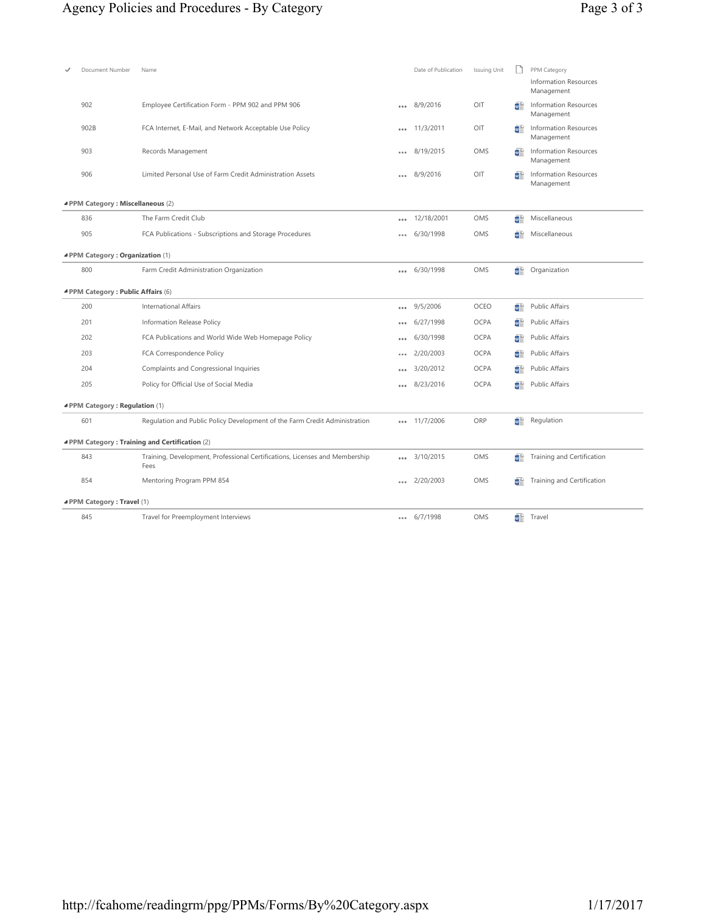| ✓ | Document Number | Name | | Date of Publication | Issuing Unit | | PPM Category |
|---|---|---|---|---|---|---|---|
| | | | | | | | Information Resources Management |
| | 902 | Employee Certification Form - PPM 902 and PPM 906 | ... | 8/9/2016 | OIT | | Information Resources Management |
| | 902B | FCA Internet, E-Mail, and Network Acceptable Use Policy | ... | 11/3/2011 | OIT | | Information Resources Management |
| | 903 | Records Management | ... | 8/19/2015 | OMS | | Information Resources Management |
| | 906 | Limited Personal Use of Farm Credit Administration Assets | ... | 8/9/2016 | OIT | | Information Resources Management |
| **◢ PPM Category : Miscellaneous** (2) | | | | | | | |
| | 836 | The Farm Credit Club | ... | 12/18/2001 | OMS | | Miscellaneous |
| | 905 | FCA Publications - Subscriptions and Storage Procedures | ... | 6/30/1998 | OMS | | Miscellaneous |
| **◢ PPM Category : Organization** (1) | | | | | | | |
| | 800 | Farm Credit Administration Organization | ... | 6/30/1998 | OMS | | Organization |
| **◢ PPM Category : Public Affairs** (6) | | | | | | | |
| | 200 | International Affairs | ... | 9/5/2006 | OCEO | | Public Affairs |
| | 201 | Information Release Policy | ... | 6/27/1998 | OCPA | | Public Affairs |
| | 202 | FCA Publications and World Wide Web Homepage Policy | ... | 6/30/1998 | OCPA | | Public Affairs |
| | 203 | FCA Correspondence Policy | ... | 2/20/2003 | OCPA | | Public Affairs |
| | 204 | Complaints and Congressional Inquiries | ... | 3/20/2012 | OCPA | | Public Affairs |
| | 205 | Policy for Official Use of Social Media | ... | 8/23/2016 | OCPA | | Public Affairs |
| **◢ PPM Category : Regulation** (1) | | | | | | | |
| | 601 | Regulation and Public Policy Development of the Farm Credit Administration | ... | 11/7/2006 | ORP | | Regulation |
| **◢ PPM Category : Training and Certification** (2) | | | | | | | |
| | 843 | Training, Development, Professional Certifications, Licenses and Membership Fees | ... | 3/10/2015 | OMS | | Training and Certification |
| | 854 | Mentoring Program PPM 854 | ... | 2/20/2003 | OMS | | Training and Certification |
| **◢ PPM Category : Travel** (1) | | | | | | | |
| | 845 | Travel for Preemployment Interviews | ... | 6/7/1998 | OMS | | Travel |